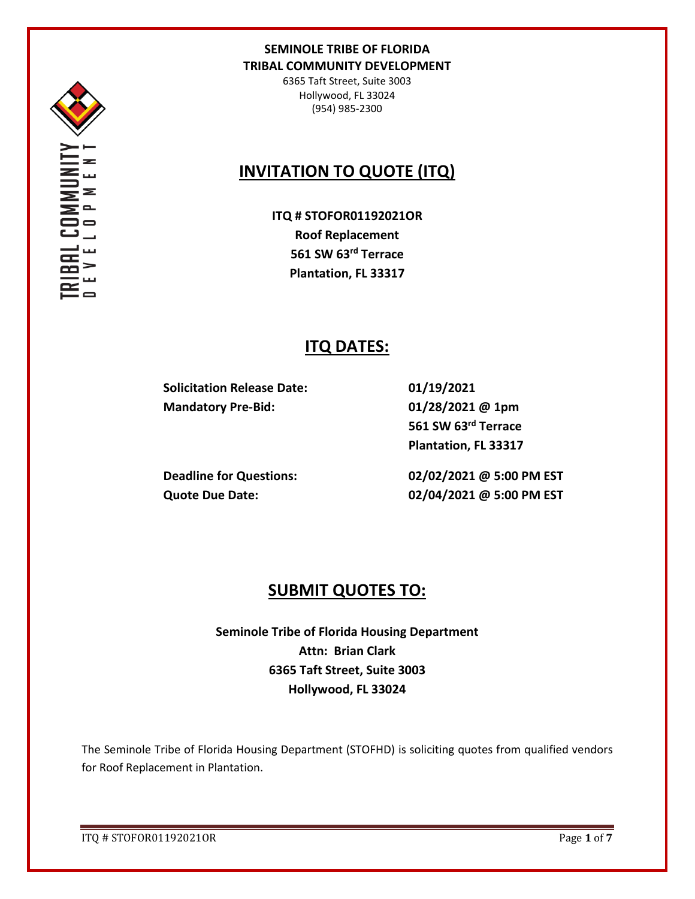**SEMINOLE TRIBE OF FLORIDA**
**TRIBAL COMMUNITY DEVELOPMENT**
6365 Taft Street, Suite 3003
Hollywood, FL 33024
(954) 985-2300

# INVITATION TO QUOTE (ITQ)

**ITQ # STOFOR01192021OR**
**Roof Replacement**
**561 SW 63rd Terrace**
**Plantation, FL 33317**

## ITQ DATES:

| | |
|---|---|
| **Solicitation Release Date:** | **01/19/2021** |
| **Mandatory Pre-Bid:** | **01/28/2021 @ 1pm**<br>**561 SW 63rd Terrace**<br>**Plantation, FL 33317** |
| **Deadline for Questions:** | **02/02/2021 @ 5:00 PM EST** |
| **Quote Due Date:** | **02/04/2021 @ 5:00 PM EST** |

## SUBMIT QUOTES TO:

**Seminole Tribe of Florida Housing Department**
**Attn: Brian Clark**
**6365 Taft Street, Suite 3003**
**Hollywood, FL 33024**

The Seminole Tribe of Florida Housing Department (STOFHD) is soliciting quotes from qualified vendors for Roof Replacement in Plantation.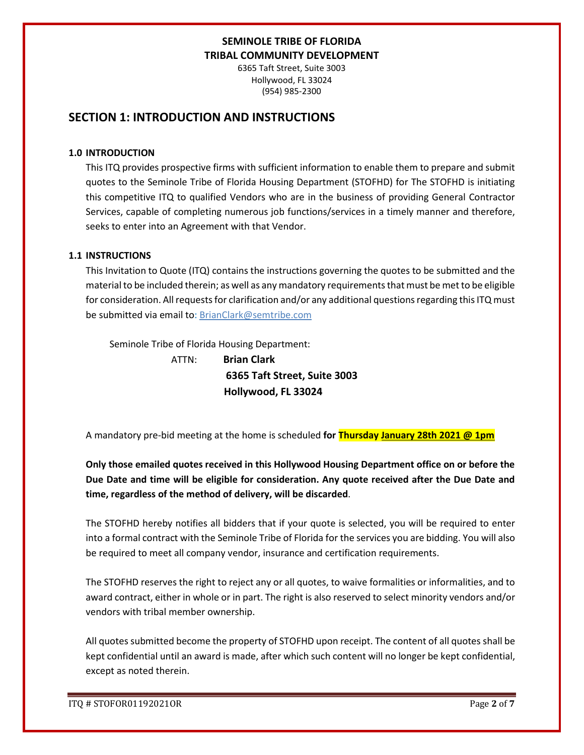**SEMINOLE TRIBE OF FLORIDA**
**TRIBAL COMMUNITY DEVELOPMENT**
6365 Taft Street, Suite 3003
Hollywood, FL 33024
(954) 985-2300

## SECTION 1: INTRODUCTION AND INSTRUCTIONS

### 1.0 INTRODUCTION

This ITQ provides prospective firms with sufficient information to enable them to prepare and submit quotes to the Seminole Tribe of Florida Housing Department (STOFHD) for The STOFHD is initiating this competitive ITQ to qualified Vendors who are in the business of providing General Contractor Services, capable of completing numerous job functions/services in a timely manner and therefore, seeks to enter into an Agreement with that Vendor.

### 1.1 INSTRUCTIONS

This Invitation to Quote (ITQ) contains the instructions governing the quotes to be submitted and the material to be included therein; as well as any mandatory requirements that must be met to be eligible for consideration. All requests for clarification and/or any additional questions regarding this ITQ must be submitted via email to: BrianClark@semtribe.com

Seminole Tribe of Florida Housing Department:

ATTN: **Brian Clark**
**6365 Taft Street, Suite 3003**
**Hollywood, FL 33024**

A mandatory pre-bid meeting at the home is scheduled **for Thursday January 28th 2021 @ 1pm**

**Only those emailed quotes received in this Hollywood Housing Department office on or before the Due Date and time will be eligible for consideration. Any quote received after the Due Date and time, regardless of the method of delivery, will be discarded**.

The STOFHD hereby notifies all bidders that if your quote is selected, you will be required to enter into a formal contract with the Seminole Tribe of Florida for the services you are bidding. You will also be required to meet all company vendor, insurance and certification requirements.

The STOFHD reserves the right to reject any or all quotes, to waive formalities or informalities, and to award contract, either in whole or in part. The right is also reserved to select minority vendors and/or vendors with tribal member ownership.

All quotes submitted become the property of STOFHD upon receipt. The content of all quotes shall be kept confidential until an award is made, after which such content will no longer be kept confidential, except as noted therein.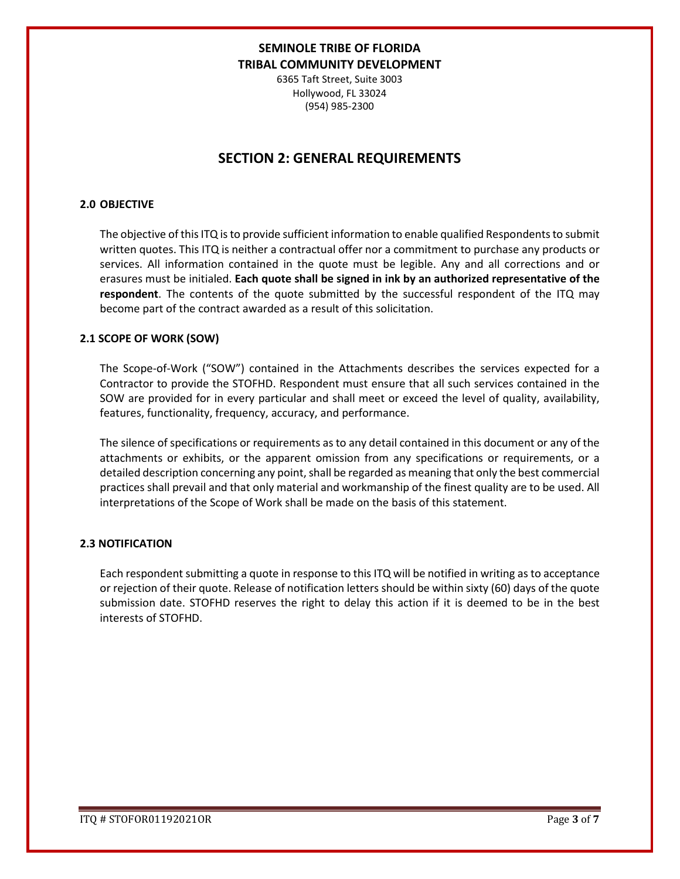**SEMINOLE TRIBE OF FLORIDA**
**TRIBAL COMMUNITY DEVELOPMENT**

6365 Taft Street, Suite 3003
Hollywood, FL 33024
(954) 985-2300

# SECTION 2: GENERAL REQUIREMENTS

### 2.0 OBJECTIVE

The objective of this ITQ is to provide sufficient information to enable qualified Respondents to submit written quotes. This ITQ is neither a contractual offer nor a commitment to purchase any products or services. All information contained in the quote must be legible. Any and all corrections and or erasures must be initialed. **Each quote shall be signed in ink by an authorized representative of the respondent**. The contents of the quote submitted by the successful respondent of the ITQ may become part of the contract awarded as a result of this solicitation.

### 2.1 SCOPE OF WORK (SOW)

The Scope-of-Work ("SOW") contained in the Attachments describes the services expected for a Contractor to provide the STOFHD. Respondent must ensure that all such services contained in the SOW are provided for in every particular and shall meet or exceed the level of quality, availability, features, functionality, frequency, accuracy, and performance.

The silence of specifications or requirements as to any detail contained in this document or any of the attachments or exhibits, or the apparent omission from any specifications or requirements, or a detailed description concerning any point, shall be regarded as meaning that only the best commercial practices shall prevail and that only material and workmanship of the finest quality are to be used. All interpretations of the Scope of Work shall be made on the basis of this statement.

### 2.3 NOTIFICATION

Each respondent submitting a quote in response to this ITQ will be notified in writing as to acceptance or rejection of their quote. Release of notification letters should be within sixty (60) days of the quote submission date. STOFHD reserves the right to delay this action if it is deemed to be in the best interests of STOFHD.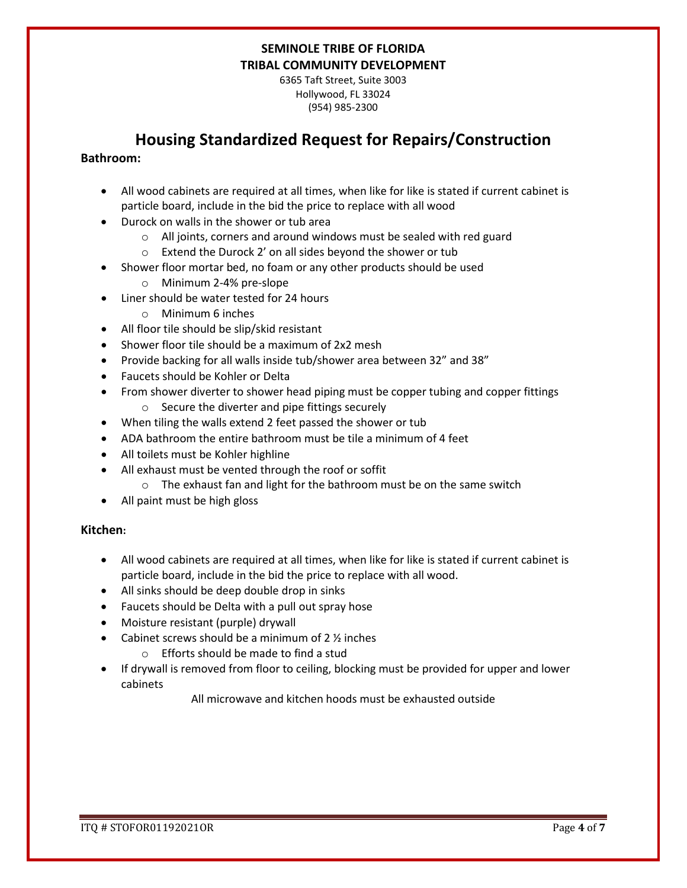**SEMINOLE TRIBE OF FLORIDA**
**TRIBAL COMMUNITY DEVELOPMENT**
6365 Taft Street, Suite 3003
Hollywood, FL 33024
(954) 985-2300

# Housing Standardized Request for Repairs/Construction

**Bathroom:**

- All wood cabinets are required at all times, when like for like is stated if current cabinet is particle board, include in the bid the price to replace with all wood
- Durock on walls in the shower or tub area
  - All joints, corners and around windows must be sealed with red guard
  - Extend the Durock 2' on all sides beyond the shower or tub
- Shower floor mortar bed, no foam or any other products should be used
  - Minimum 2-4% pre-slope
- Liner should be water tested for 24 hours
  - Minimum 6 inches
- All floor tile should be slip/skid resistant
- Shower floor tile should be a maximum of 2x2 mesh
- Provide backing for all walls inside tub/shower area between 32" and 38"
- Faucets should be Kohler or Delta
- From shower diverter to shower head piping must be copper tubing and copper fittings
  - Secure the diverter and pipe fittings securely
- When tiling the walls extend 2 feet passed the shower or tub
- ADA bathroom the entire bathroom must be tile a minimum of 4 feet
- All toilets must be Kohler highline
- All exhaust must be vented through the roof or soffit
  - The exhaust fan and light for the bathroom must be on the same switch
- All paint must be high gloss

**Kitchen:**

- All wood cabinets are required at all times, when like for like is stated if current cabinet is particle board, include in the bid the price to replace with all wood.
- All sinks should be deep double drop in sinks
- Faucets should be Delta with a pull out spray hose
- Moisture resistant (purple) drywall
- Cabinet screws should be a minimum of 2 ½ inches
  - Efforts should be made to find a stud
- If drywall is removed from floor to ceiling, blocking must be provided for upper and lower cabinets

All microwave and kitchen hoods must be exhausted outside

ITQ # STOFOR01192021OR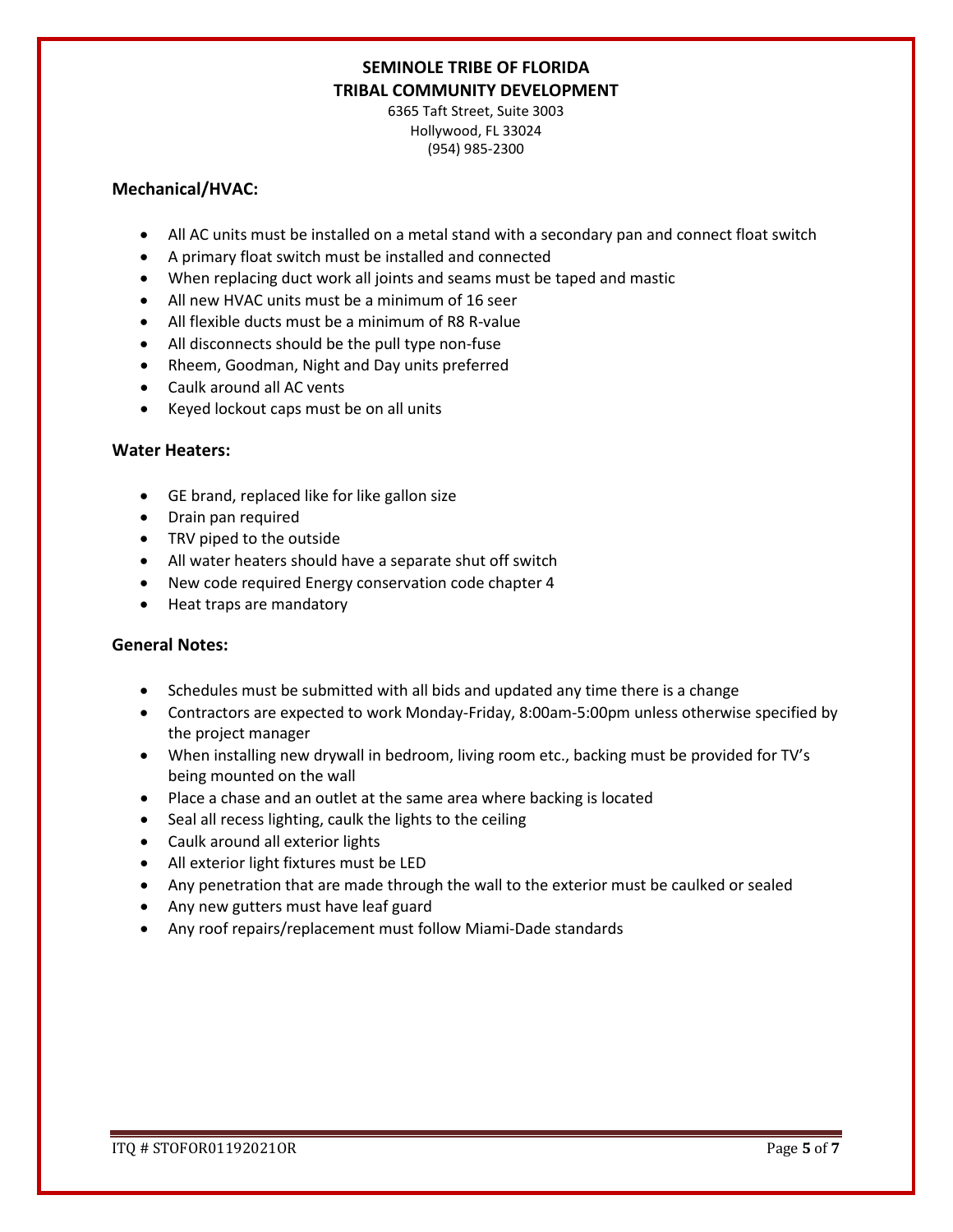**SEMINOLE TRIBE OF FLORIDA**
**TRIBAL COMMUNITY DEVELOPMENT**
6365 Taft Street, Suite 3003
Hollywood, FL 33024
(954) 985-2300

### Mechanical/HVAC:

- All AC units must be installed on a metal stand with a secondary pan and connect float switch
- A primary float switch must be installed and connected
- When replacing duct work all joints and seams must be taped and mastic
- All new HVAC units must be a minimum of 16 seer
- All flexible ducts must be a minimum of R8 R-value
- All disconnects should be the pull type non-fuse
- Rheem, Goodman, Night and Day units preferred
- Caulk around all AC vents
- Keyed lockout caps must be on all units

### Water Heaters:

- GE brand, replaced like for like gallon size
- Drain pan required
- TRV piped to the outside
- All water heaters should have a separate shut off switch
- New code required Energy conservation code chapter 4
- Heat traps are mandatory

### General Notes:

- Schedules must be submitted with all bids and updated any time there is a change
- Contractors are expected to work Monday-Friday, 8:00am-5:00pm unless otherwise specified by the project manager
- When installing new drywall in bedroom, living room etc., backing must be provided for TV's being mounted on the wall
- Place a chase and an outlet at the same area where backing is located
- Seal all recess lighting, caulk the lights to the ceiling
- Caulk around all exterior lights
- All exterior light fixtures must be LED
- Any penetration that are made through the wall to the exterior must be caulked or sealed
- Any new gutters must have leaf guard
- Any roof repairs/replacement must follow Miami-Dade standards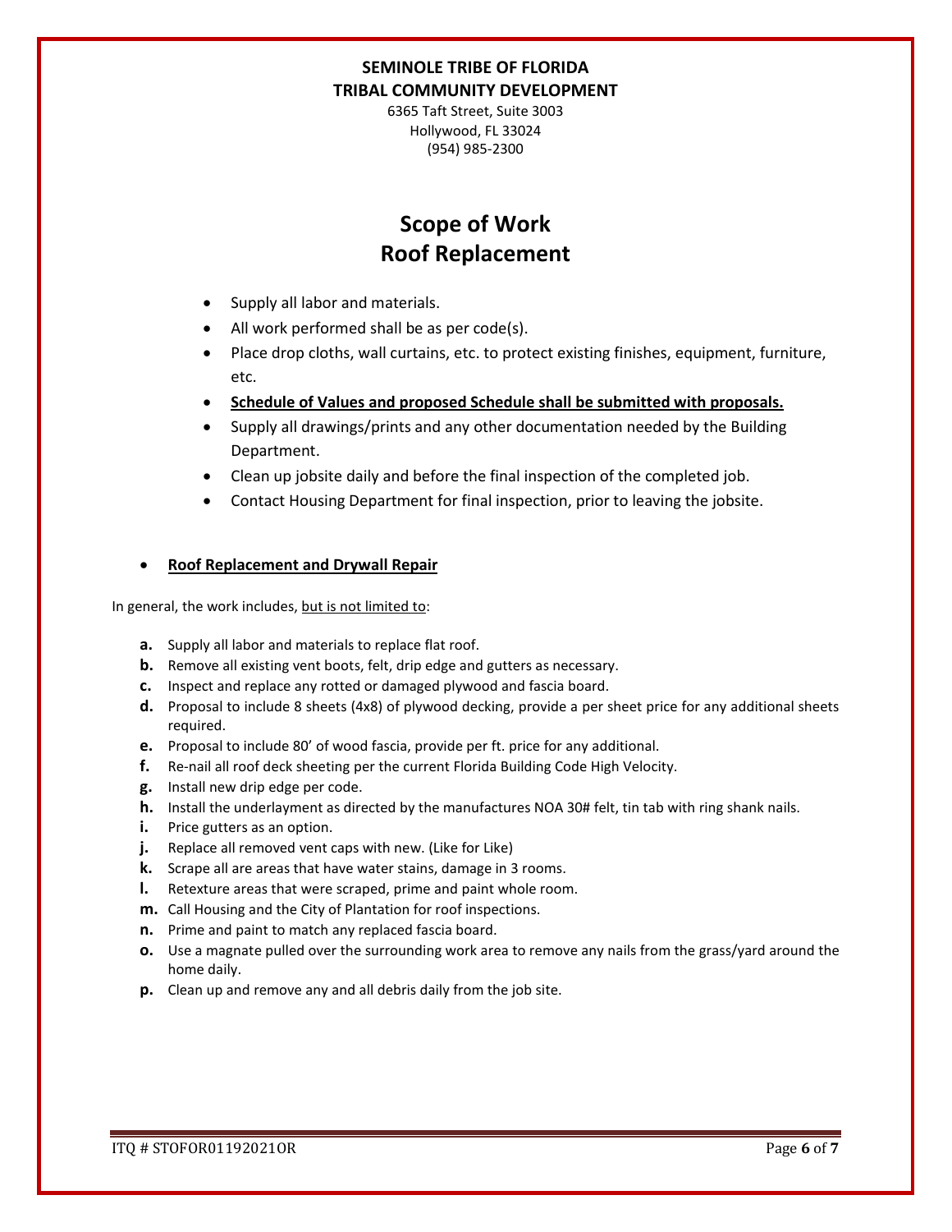**SEMINOLE TRIBE OF FLORIDA**
**TRIBAL COMMUNITY DEVELOPMENT**

6365 Taft Street, Suite 3003
Hollywood, FL 33024
(954) 985-2300

# Scope of Work
# Roof Replacement

- Supply all labor and materials.
- All work performed shall be as per code(s).
- Place drop cloths, wall curtains, etc. to protect existing finishes, equipment, furniture, etc.
- **<u>Schedule of Values and proposed Schedule shall be submitted with proposals.</u>**
- Supply all drawings/prints and any other documentation needed by the Building Department.
- Clean up jobsite daily and before the final inspection of the completed job.
- Contact Housing Department for final inspection, prior to leaving the jobsite.

- **<u>Roof Replacement and Drywall Repair</u>**

In general, the work includes, <u>but is not limited to</u>:

**a.** Supply all labor and materials to replace flat roof.
**b.** Remove all existing vent boots, felt, drip edge and gutters as necessary.
**c.** Inspect and replace any rotted or damaged plywood and fascia board.
**d.** Proposal to include 8 sheets (4x8) of plywood decking, provide a per sheet price for any additional sheets required.
**e.** Proposal to include 80' of wood fascia, provide per ft. price for any additional.
**f.** Re-nail all roof deck sheeting per the current Florida Building Code High Velocity.
**g.** Install new drip edge per code.
**h.** Install the underlayment as directed by the manufactures NOA 30# felt, tin tab with ring shank nails.
**i.** Price gutters as an option.
**j.** Replace all removed vent caps with new. (Like for Like)
**k.** Scrape all are areas that have water stains, damage in 3 rooms.
**l.** Retexture areas that were scraped, prime and paint whole room.
**m.** Call Housing and the City of Plantation for roof inspections.
**n.** Prime and paint to match any replaced fascia board.
**o.** Use a magnate pulled over the surrounding work area to remove any nails from the grass/yard around the home daily.
**p.** Clean up and remove any and all debris daily from the job site.

ITQ # STOFOR01192021OR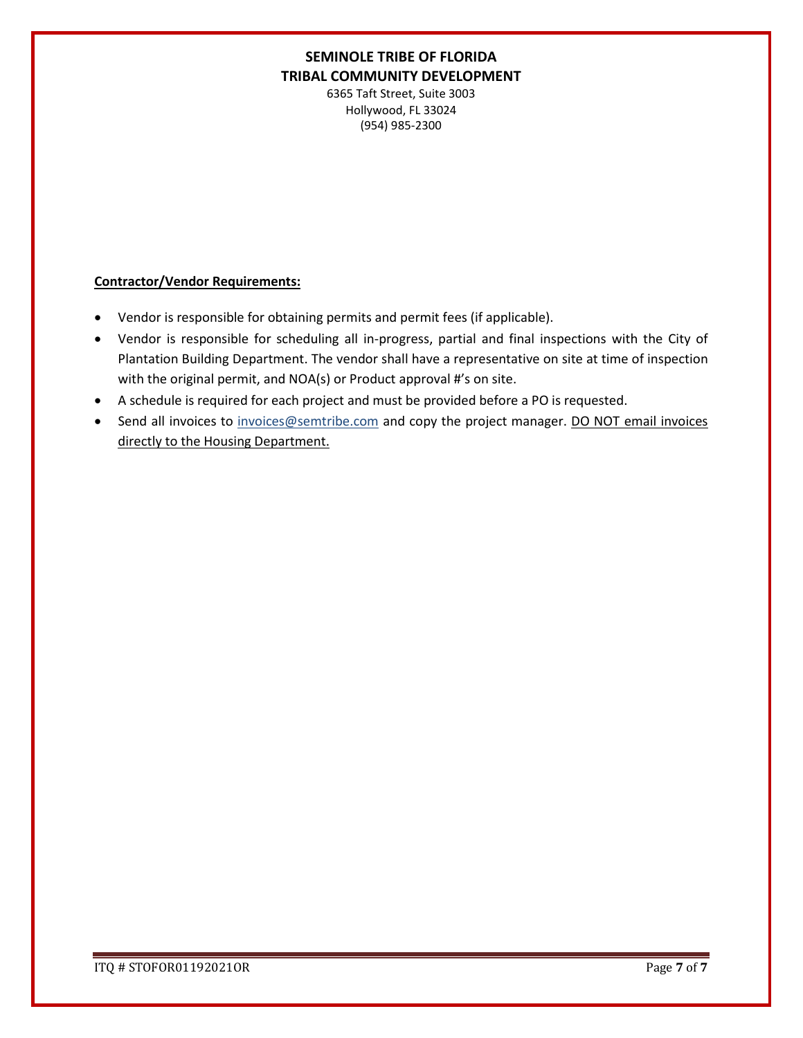**SEMINOLE TRIBE OF FLORIDA**
**TRIBAL COMMUNITY DEVELOPMENT**
6365 Taft Street, Suite 3003
Hollywood, FL 33024
(954) 985-2300

**Contractor/Vendor Requirements:**

- Vendor is responsible for obtaining permits and permit fees (if applicable).
- Vendor is responsible for scheduling all in-progress, partial and final inspections with the City of Plantation Building Department. The vendor shall have a representative on site at time of inspection with the original permit, and NOA(s) or Product approval #'s on site.
- A schedule is required for each project and must be provided before a PO is requested.
- Send all invoices to invoices@semtribe.com and copy the project manager. DO NOT email invoices directly to the Housing Department.